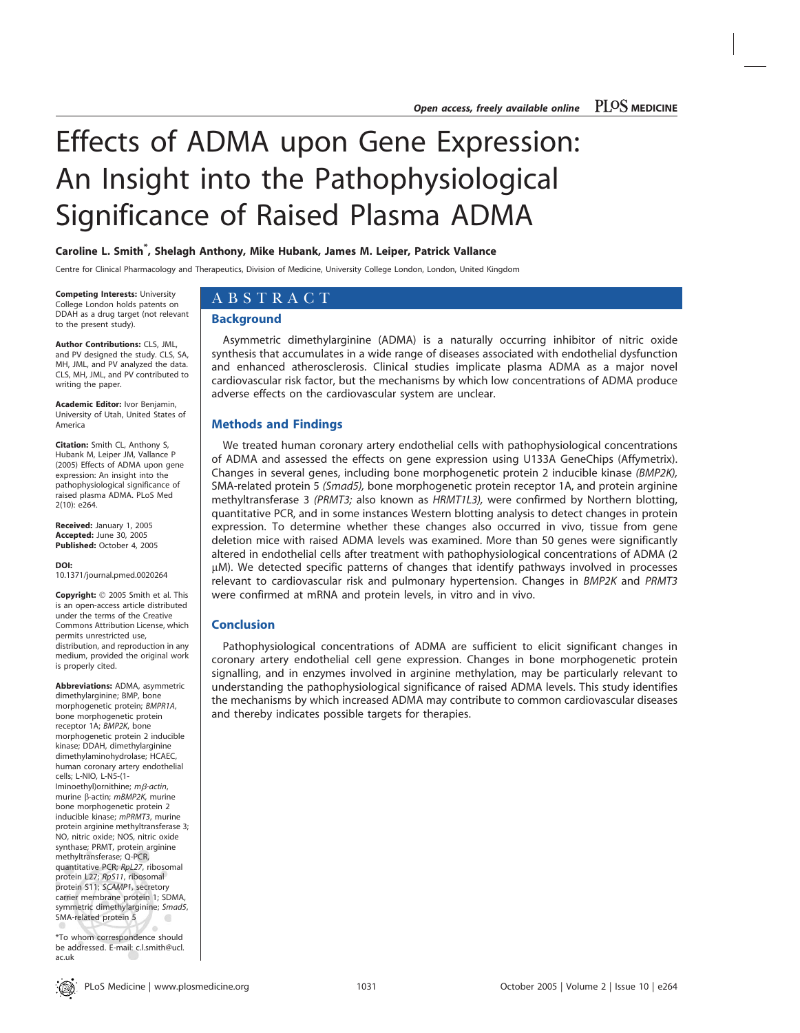# Effects of ADMA upon Gene Expression: An Insight into the Pathophysiological Significance of Raised Plasma ADMA

**Caroline L. Smith*, Shelagh Anthony, Mike Hubank, James M. Leiper, Patrick Vallance**

Centre for Clinical Pharmacology and Therapeutics, Division of Medicine, University College London, London, United Kingdom

## ABSTRACT

### Background

Asymmetric dimethylarginine (ADMA) is a naturally occurring inhibitor of nitric oxide synthesis that accumulates in a wide range of diseases associated with endothelial dysfunction and enhanced atherosclerosis. Clinical studies implicate plasma ADMA as a major novel cardiovascular risk factor, but the mechanisms by which low concentrations of ADMA produce adverse effects on the cardiovascular system are unclear.

### Methods and Findings

We treated human coronary artery endothelial cells with pathophysiological concentrations of ADMA and assessed the effects on gene expression using U133A GeneChips (Affymetrix). Changes in several genes, including bone morphogenetic protein 2 inducible kinase *(BMP2K),* SMA-related protein 5 *(Smad5),* bone morphogenetic protein receptor 1A, and protein arginine methyltransferase 3 *(PRMT3;* also known as *HRMT1L3),* were confirmed by Northern blotting, quantitative PCR, and in some instances Western blotting analysis to detect changes in protein expression. To determine whether these changes also occurred in vivo, tissue from gene deletion mice with raised ADMA levels was examined. More than 50 genes were significantly altered in endothelial cells after treatment with pathophysiological concentrations of ADMA (2 μM). We detected specific patterns of changes that identify pathways involved in processes relevant to cardiovascular risk and pulmonary hypertension. Changes in *BMP2K* and *PRMT3* were confirmed at mRNA and protein levels, in vitro and in vivo.

### Conclusion

Pathophysiological concentrations of ADMA are sufficient to elicit significant changes in coronary artery endothelial cell gene expression. Changes in bone morphogenetic protein signalling, and in enzymes involved in arginine methylation, may be particularly relevant to understanding the pathophysiological significance of raised ADMA levels. This study identifies the mechanisms by which increased ADMA may contribute to common cardiovascular diseases and thereby indicates possible targets for therapies.

**Competing Interests:** University College London holds patents on DDAH as a drug target (not relevant to the present study).

**Author Contributions:** CLS, JML, and PV designed the study. CLS, SA, MH, JML, and PV analyzed the data. CLS, MH, JML, and PV contributed to writing the paper.

**Academic Editor:** Ivor Benjamin, University of Utah, United States of America

**Citation:** Smith CL, Anthony S, Hubank M, Leiper JM, Vallance P (2005) Effects of ADMA upon gene expression: An insight into the pathophysiological significance of raised plasma ADMA. PLoS Med 2(10): e264.

**Received:** January 1, 2005
**Accepted:** June 30, 2005
**Published:** October 4, 2005

**DOI:** 10.1371/journal.pmed.0020264

**Copyright:** © 2005 Smith et al. This is an open-access article distributed under the terms of the Creative Commons Attribution License, which permits unrestricted use, distribution, and reproduction in any medium, provided the original work is properly cited.

**Abbreviations:** ADMA, asymmetric dimethylarginine; BMP, bone morphogenetic protein; *BMPR1A*, bone morphogenetic protein receptor 1A; *BMP2K*, bone morphogenetic protein 2 inducible kinase; DDAH, dimethylarginine dimethylaminohydrolase; HCAEC, human coronary artery endothelial cells; L-NIO, L-N5-(1-Iminoethyl)ornithine; *mβ-actin*, murine β-actin; *mBMP2K*, murine bone morphogenetic protein 2 inducible kinase; *mPRMT3*, murine protein arginine methyltransferase 3; NO, nitric oxide; NOS, nitric oxide synthase; PRMT, protein arginine methyltransferase; Q-PCR, quantitative PCR; *RpL27*, ribosomal protein L27; *RpS11*, ribosomal protein S11; *SCAMP1*, secretory carrier membrane protein 1; SDMA, symmetric dimethylarginine; *Smad5*, SMA-related protein 5

*To whom correspondence should be addressed. E-mail: c.l.smith@ucl.ac.uk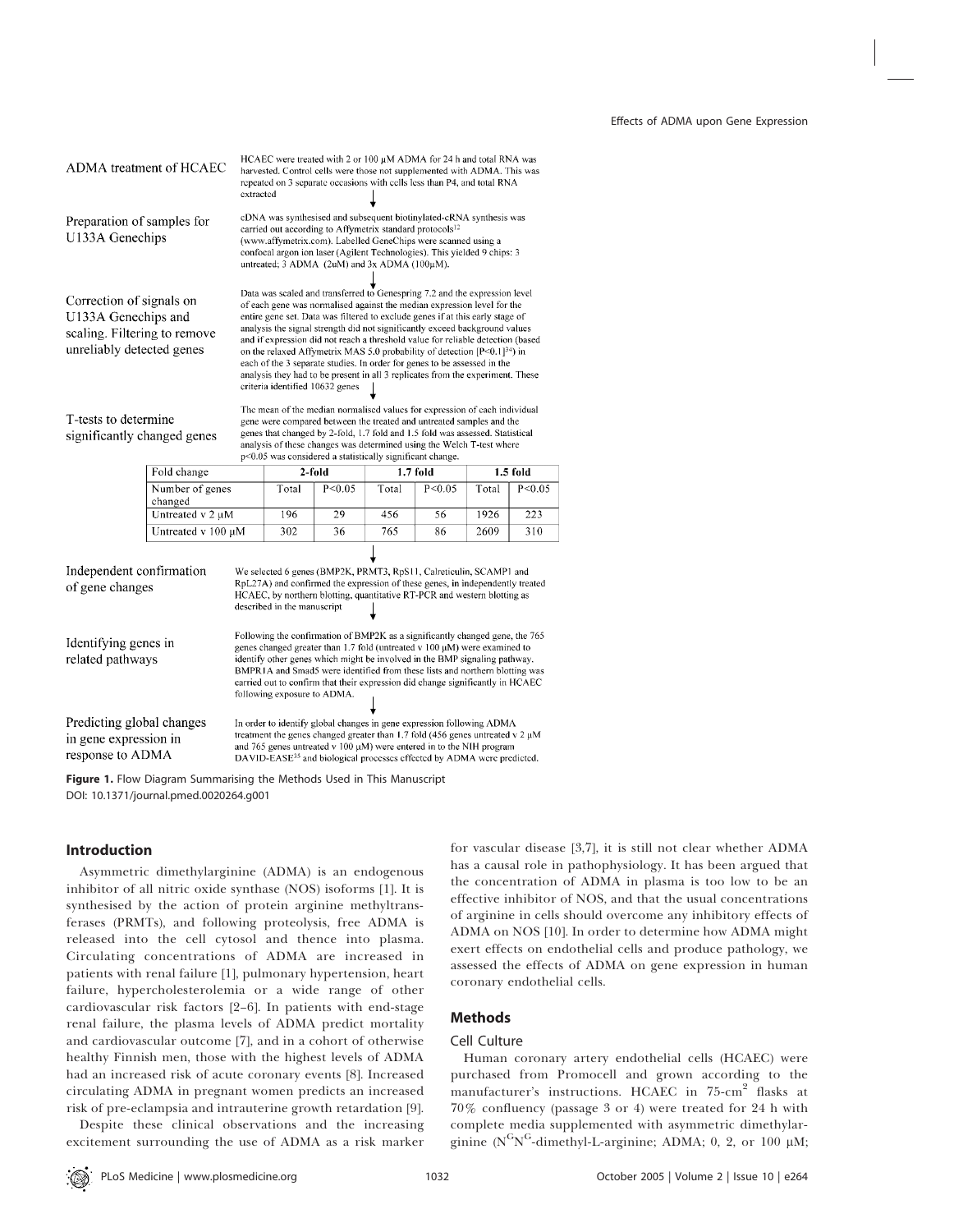ADMA treatment of HCAEC

HCAEC were treated with 2 or 100 μM ADMA for 24 h and total RNA was harvested. Control cells were those not supplemented with ADMA. This was repeated on 3 separate occasions with cells less than P4, and total RNA extracted

↓

Preparation of samples for U133A Genechips

cDNA was synthesised and subsequent biotinylated-cRNA synthesis was carried out according to Affymetrix standard protocols[12] (www.affymetrix.com). Labelled GeneChips were scanned using a confocal argon ion laser (Agilent Technologies). This yielded 9 chips: 3 untreated; 3 ADMA (2uM) and 3x ADMA (100μM).

↓

Correction of signals on U133A Genechips and scaling. Filtering to remove unreliably detected genes

Data was scaled and transferred to Genespring 7.2 and the expression level of each gene was normalised against the median expression level for the entire gene set. Data was filtered to exclude genes if at this early stage of analysis the signal strength did not significantly exceed background values and if expression did not reach a threshold value for reliable detection (based on the relaxed Affymetrix MAS 5.0 probability of detection [P<0.1][34]) in each of the 3 separate studies. In order for genes to be assessed in the analysis they had to be present in all 3 replicates from the experiment. These criteria identified 10632 genes

↓

T-tests to determine significantly changed genes

The mean of the median normalised values for expression of each individual gene were compared between the treated and untreated samples and the genes that changed by 2-fold, 1.7 fold and 1.5 fold was assessed. Statistical analysis of these changes was determined using the Welch T-test where p<0.05 was considered a statistically significant change.

| Fold change | 2-fold | | 1.7 fold | | 1.5 fold | |
|---|---|---|---|---|---|---|
| Number of genes changed | Total | P<0.05 | Total | P<0.05 | Total | P<0.05 |
| Untreated v 2 μM | 196 | 29 | 456 | 56 | 1926 | 223 |
| Untreated v 100 μM | 302 | 36 | 765 | 86 | 2609 | 310 |

↓

Independent confirmation of gene changes

We selected 6 genes (BMP2K, PRMT3, RpS11, Calreticulin, SCAMP1 and RpL27A) and confirmed the expression of these genes, in independently treated HCAEC, by northern blotting, quantitative RT-PCR and western blotting as described in the manuscript

↓

Identifying genes in related pathways

Following the confirmation of BMP2K as a significantly changed gene, the 765 genes changed greater than 1.7 fold (untreated v 100 μM) were examined to identify other genes which might be involved in the BMP signaling pathway. BMPR1A and Smad5 were identified from these lists and northern blotting was carried out to confirm that their expression did change significantly in HCAEC following exposure to ADMA.

↓

Predicting global changes in gene expression in response to ADMA

In order to identify global changes in gene expression following ADMA treatment the genes changed greater than 1.7 fold (456 genes untreated v 2 μM and 765 genes untreated v 100 μM) were entered in to the NIH program DAVID-EASE[35] and biological processes effected by ADMA were predicted.

**Figure 1.** Flow Diagram Summarising the Methods Used in This Manuscript
DOI: 10.1371/journal.pmed.0020264.g001

## Introduction

Asymmetric dimethylarginine (ADMA) is an endogenous inhibitor of all nitric oxide synthase (NOS) isoforms [1]. It is synthesised by the action of protein arginine methyltransferases (PRMTs), and following proteolysis, free ADMA is released into the cell cytosol and thence into plasma. Circulating concentrations of ADMA are increased in patients with renal failure [1], pulmonary hypertension, heart failure, hypercholesterolemia or a wide range of other cardiovascular risk factors [2–6]. In patients with end-stage renal failure, the plasma levels of ADMA predict mortality and cardiovascular outcome [7], and in a cohort of otherwise healthy Finnish men, those with the highest levels of ADMA had an increased risk of acute coronary events [8]. Increased circulating ADMA in pregnant women predicts an increased risk of pre-eclampsia and intrauterine growth retardation [9].

Despite these clinical observations and the increasing excitement surrounding the use of ADMA as a risk marker for vascular disease [3,7], it is still not clear whether ADMA has a causal role in pathophysiology. It has been argued that the concentration of ADMA in plasma is too low to be an effective inhibitor of NOS, and that the usual concentrations of arginine in cells should overcome any inhibitory effects of ADMA on NOS [10]. In order to determine how ADMA might exert effects on endothelial cells and produce pathology, we assessed the effects of ADMA on gene expression in human coronary endothelial cells.

## Methods

### Cell Culture

Human coronary artery endothelial cells (HCAEC) were purchased from Promocell and grown according to the manufacturer's instructions. HCAEC in 75-$cm^2$ flasks at 70% confluency (passage 3 or 4) were treated for 24 h with complete media supplemented with asymmetric dimethylarginine ($N^G N^G$-dimethyl-L-arginine; ADMA; 0, 2, or 100 μM;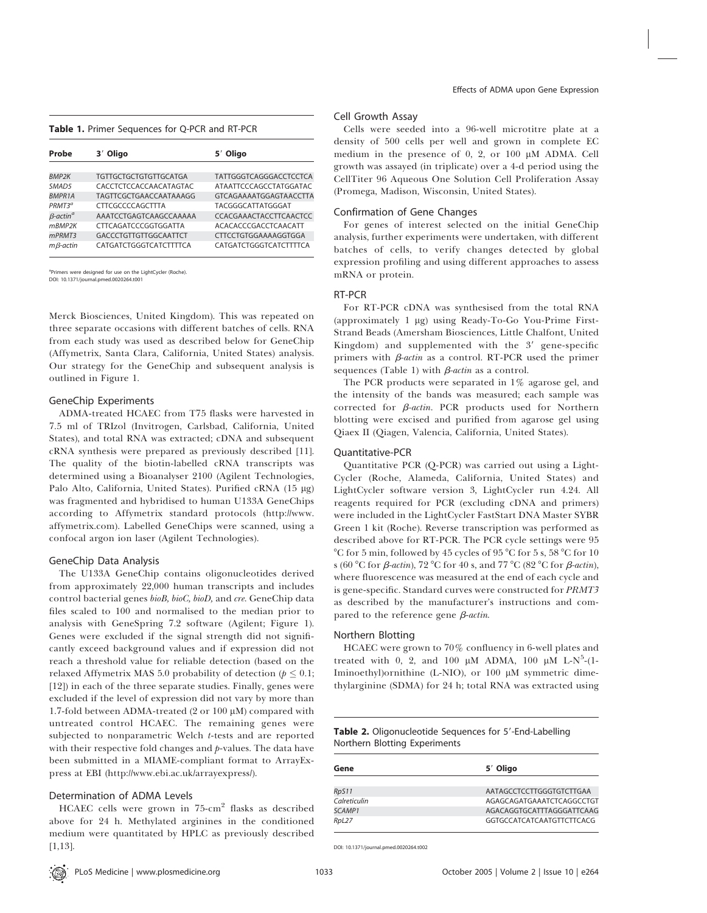**Table 1.** Primer Sequences for Q-PCR and RT-PCR

| Probe | 3′ Oligo | 5′ Oligo |
|---|---|---|
| *BMP2K* | TGTTGCTGCTGTGTTGCATGA | TATTGGGTCAGGGACCTCCTCA |
| *SMAD5* | CACCTCTCCACCAACATAGTAC | ATAATTCCCAGCCTATGGATAC |
| *BMPR1A* | TAGTTCGCTGAACCAATAAAGG | GTCAGAAAATGGAGTAACCTTA |
| *PRMT3*[a] | CTTCGCCCCAGCTTTA | TACGGGCATTATGGGAT |
| *β-actin*[a] | AAATCCTGAGTCAAGCCAAAAA | CCACGAAACTACCTTCAACTCC |
| *mBMP2K* | CTTCAGATCCCGGTGGATTA | ACACACCCGACCTCAACATT |
| *mPRMT3* | GACCCTGTTGTTGGCAATTCT | CTTCCTGTGGAAAAGGTGGA |
| *mβ-actin* | CATGATCTGGGTCATCTTTTCA | CATGATCTGGGTCATCTTTTCA |

[a]Primers were designed for use on the LightCycler (Roche).
DOI: 10.1371/journal.pmed.0020264.t001

Merck Biosciences, United Kingdom). This was repeated on three separate occasions with different batches of cells. RNA from each study was used as described below for GeneChip (Affymetrix, Santa Clara, California, United States) analysis. Our strategy for the GeneChip and subsequent analysis is outlined in Figure 1.

## GeneChip Experiments

ADMA-treated HCAEC from T75 flasks were harvested in 7.5 ml of TRIzol (Invitrogen, Carlsbad, California, United States), and total RNA was extracted; cDNA and subsequent cRNA synthesis were prepared as previously described [11]. The quality of the biotin-labelled cRNA transcripts was determined using a Bioanalyser 2100 (Agilent Technologies, Palo Alto, California, United States). Purified cRNA (15 μg) was fragmented and hybridised to human U133A GeneChips according to Affymetrix standard protocols (http://www.affymetrix.com). Labelled GeneChips were scanned, using a confocal argon ion laser (Agilent Technologies).

## GeneChip Data Analysis

The U133A GeneChip contains oligonucleotides derived from approximately 22,000 human transcripts and includes control bacterial genes *bioB, bioC, bioD,* and *cre*. GeneChip data files scaled to 100 and normalised to the median prior to analysis with GeneSpring 7.2 software (Agilent; Figure 1). Genes were excluded if the signal strength did not significantly exceed background values and if expression did not reach a threshold value for reliable detection (based on the relaxed Affymetrix MAS 5.0 probability of detection ($p \leq 0.1$; [12]) in each of the three separate studies. Finally, genes were excluded if the level of expression did not vary by more than 1.7-fold between ADMA-treated (2 or 100 μM) compared with untreated control HCAEC. The remaining genes were subjected to nonparametric Welch *t*-tests and are reported with their respective fold changes and *p*-values. The data have been submitted in a MIAME-compliant format to ArrayExpress at EBI (http://www.ebi.ac.uk/arrayexpress/).

## Determination of ADMA Levels

HCAEC cells were grown in 75-cm$^2$ flasks as described above for 24 h. Methylated arginines in the conditioned medium were quantitated by HPLC as previously described [1,13].

## Cell Growth Assay

Cells were seeded into a 96-well microtitre plate at a density of 500 cells per well and grown in complete EC medium in the presence of 0, 2, or 100 μM ADMA. Cell growth was assayed (in triplicate) over a 4-d period using the CellTiter 96 Aqueous One Solution Cell Proliferation Assay (Promega, Madison, Wisconsin, United States).

## Confirmation of Gene Changes

For genes of interest selected on the initial GeneChip analysis, further experiments were undertaken, with different batches of cells, to verify changes detected by global expression profiling and using different approaches to assess mRNA or protein.

## RT-PCR

For RT-PCR cDNA was synthesised from the total RNA (approximately 1 μg) using Ready-To-Go You-Prime First-Strand Beads (Amersham Biosciences, Little Chalfont, United Kingdom) and supplemented with the 3′ gene-specific primers with *β-actin* as a control. RT-PCR used the primer sequences (Table 1) with *β-actin* as a control.

The PCR products were separated in 1% agarose gel, and the intensity of the bands was measured; each sample was corrected for *β-actin*. PCR products used for Northern blotting were excised and purified from agarose gel using Qiaex II (Qiagen, Valencia, California, United States).

## Quantitative-PCR

Quantitative PCR (Q-PCR) was carried out using a LightCycler (Roche, Alameda, California, United States) and LightCycler software version 3, LightCycler run 4.24. All reagents required for PCR (excluding cDNA and primers) were included in the LightCycler FastStart DNA Master SYBR Green 1 kit (Roche). Reverse transcription was performed as described above for RT-PCR. The PCR cycle settings were 95 °C for 5 min, followed by 45 cycles of 95 °C for 5 s, 58 °C for 10 s (60 °C for *β-actin*), 72 °C for 40 s, and 77 °C (82 °C for *β-actin*), where fluorescence was measured at the end of each cycle and is gene-specific. Standard curves were constructed for *PRMT3* as described by the manufacturer's instructions and compared to the reference gene *β-actin*.

## Northern Blotting

HCAEC were grown to 70% confluency in 6-well plates and treated with 0, 2, and 100 μM ADMA, 100 μM L-N$^5$-(1-Iminoethyl)ornithine (L-NIO), or 100 μM symmetric dimethylarginine (SDMA) for 24 h; total RNA was extracted using

**Table 2.** Oligonucleotide Sequences for 5′-End-Labelling Northern Blotting Experiments

| Gene | 5′ Oligo |
|---|---|
| *RpS11* | AATAGCCTCCTTGGGTGTCTTGAA |
| *Calreticulin* | AGAGCAGATGAAATCTCAGGCCTGT |
| *SCAMP1* | AGACAGGTGCATTTAGGGATTCAAG |
| *RpL27* | GGTGCCATCATCAATGTTCTTCACG |

DOI: 10.1371/journal.pmed.0020264.t002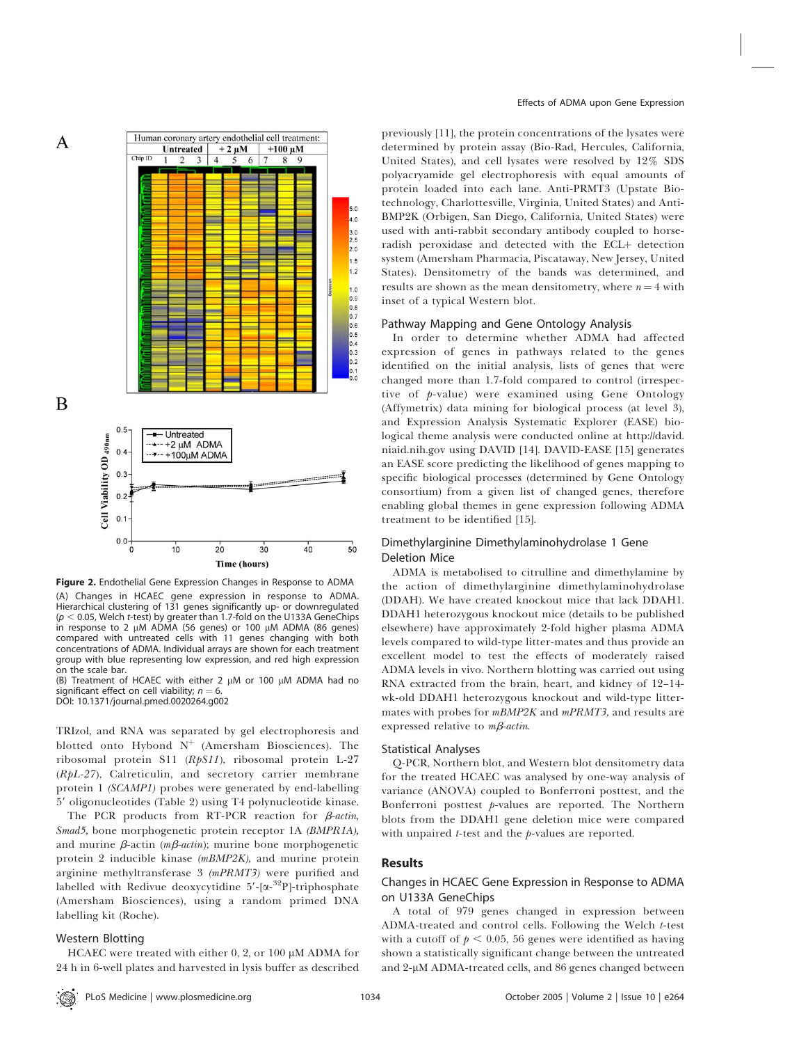**Figure 2.** Endothelial Gene Expression Changes in Response to ADMA

(A) Changes in HCAEC gene expression in response to ADMA. Hierarchical clustering of 131 genes significantly up- or downregulated ($p < 0.05$, Welch *t*-test) by greater than 1.7-fold on the U133A GeneChips in response to 2 μM ADMA (56 genes) or 100 μM ADMA (86 genes) compared with untreated cells with 11 genes changing with both concentrations of ADMA. Individual arrays are shown for each treatment group with blue representing low expression, and red high expression on the scale bar.

(B) Treatment of HCAEC with either 2 μM or 100 μM ADMA had no significant effect on cell viability; $n = 6$.

DOI: 10.1371/journal.pmed.0020264.g002

TRIzol, and RNA was separated by gel electrophoresis and blotted onto Hybond $N^+$ (Amersham Biosciences). The ribosomal protein S11 (*RpS11*), ribosomal protein L-27 (*RpL-27*), Calreticulin, and secretory carrier membrane protein 1 *(SCAMP1)* probes were generated by end-labelling 5′ oligonucleotides (Table 2) using T4 polynucleotide kinase.

The PCR products from RT-PCR reaction for *β-actin*, *Smad5*, bone morphogenetic protein receptor 1A *(BMPR1A)*, and murine β-actin (*mβ-actin*); murine bone morphogenetic protein 2 inducible kinase *(mBMP2K)*, and murine protein arginine methyltransferase 3 *(mPRMT3)* were purified and labelled with Redivue deoxycytidine 5′-[α-$^{32}$P]-triphosphate (Amersham Biosciences), using a random primed DNA labelling kit (Roche).

### Western Blotting

HCAEC were treated with either 0, 2, or 100 μM ADMA for 24 h in 6-well plates and harvested in lysis buffer as described previously [11], the protein concentrations of the lysates were determined by protein assay (Bio-Rad, Hercules, California, United States), and cell lysates were resolved by 12% SDS polyacryamide gel electrophoresis with equal amounts of protein loaded into each lane. Anti-PRMT3 (Upstate Biotechnology, Charlottesville, Virginia, United States) and Anti-BMP2K (Orbigen, San Diego, California, United States) were used with anti-rabbit secondary antibody coupled to horseradish peroxidase and detected with the ECL+ detection system (Amersham Pharmacia, Piscataway, New Jersey, United States). Densitometry of the bands was determined, and results are shown as the mean densitometry, where $n = 4$ with inset of a typical Western blot.

### Pathway Mapping and Gene Ontology Analysis

In order to determine whether ADMA had affected expression of genes in pathways related to the genes identified on the initial analysis, lists of genes that were changed more than 1.7-fold compared to control (irrespective of *p*-value) were examined using Gene Ontology (Affymetrix) data mining for biological process (at level 3), and Expression Analysis Systematic Explorer (EASE) biological theme analysis were conducted online at http://david.niaid.nih.gov using DAVID [14]. DAVID-EASE [15] generates an EASE score predicting the likelihood of genes mapping to specific biological processes (determined by Gene Ontology consortium) from a given list of changed genes, therefore enabling global themes in gene expression following ADMA treatment to be identified [15].

### Dimethylarginine Dimethylaminohydrolase 1 Gene Deletion Mice

ADMA is metabolised to citrulline and dimethylamine by the action of dimethylarginine dimethylaminohydrolase (DDAH). We have created knockout mice that lack DDAH1. DDAH1 heterozygous knockout mice (details to be published elsewhere) have approximately 2-fold higher plasma ADMA levels compared to wild-type litter-mates and thus provide an excellent model to test the effects of moderately raised ADMA levels in vivo. Northern blotting was carried out using RNA extracted from the brain, heart, and kidney of 12–14-wk-old DDAH1 heterozygous knockout and wild-type litter-mates with probes for *mBMP2K* and *mPRMT3*, and results are expressed relative to *mβ-actin*.

### Statistical Analyses

Q-PCR, Northern blot, and Western blot densitometry data for the treated HCAEC was analysed by one-way analysis of variance (ANOVA) coupled to Bonferroni posttest, and the Bonferroni posttest *p*-values are reported. The Northern blots from the DDAH1 gene deletion mice were compared with unpaired *t*-test and the *p*-values are reported.

## Results

### Changes in HCAEC Gene Expression in Response to ADMA on U133A GeneChips

A total of 979 genes changed in expression between ADMA-treated and control cells. Following the Welch *t*-test with a cutoff of $p < 0.05$, 56 genes were identified as having shown a statistically significant change between the untreated and 2-μM ADMA-treated cells, and 86 genes changed between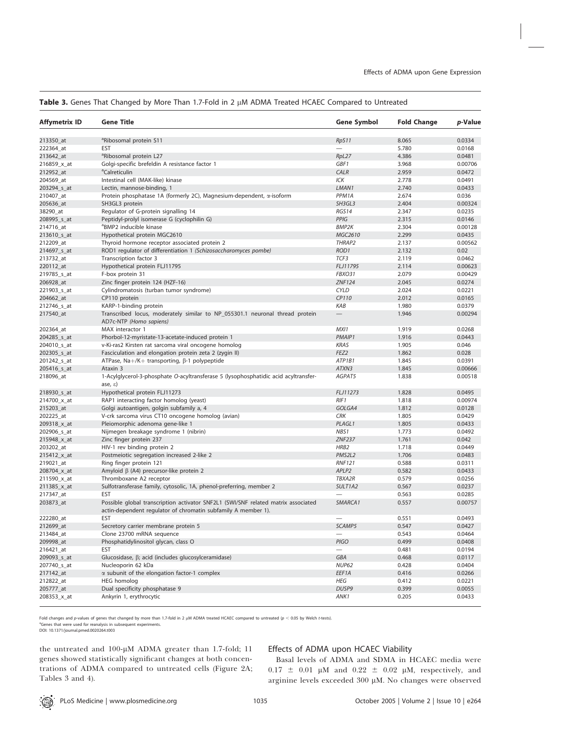**Table 3.** Genes That Changed by More Than 1.7-Fold in 2 μM ADMA Treated HCAEC Compared to Untreated

| Affymetrix ID | Gene Title | Gene Symbol | Fold Change | *p*-Value |
|---|---|---|---|---|
| 213350_at | [a]Ribosomal protein S11 | *RpS11* | 8.065 | 0.0334 |
| 222364_at | EST | — | 5.780 | 0.0168 |
| 213642_at | [a]Ribosomal protein L27 | *RpL27* | 4.386 | 0.0481 |
| 216859_x_at | Golgi-specific brefeldin A resistance factor 1 | *GBF1* | 3.968 | 0.00706 |
| 212952_at | [a]Calreticulin | *CALR* | 2.959 | 0.0472 |
| 204569_at | Intestinal cell (MAK-like) kinase | *ICK* | 2.778 | 0.0491 |
| 203294_s_at | Lectin, mannose-binding, 1 | *LMAN1* | 2.740 | 0.0433 |
| 210407_at | Protein phosphatase 1A (formerly 2C), Magnesium-dependent, α-isoform | *PPM1A* | 2.674 | 0.036 |
| 205636_at | SH3GL3 protein | *SH3GL3* | 2.404 | 0.00324 |
| 38290_at | Regulator of G-protein signalling 14 | *RGS14* | 2.347 | 0.0235 |
| 208995_s_at | Peptidyl-prolyl isomerase G (cyclophilin G) | *PPIG* | 2.315 | 0.0146 |
| 214716_at | [a]BMP2 inducible kinase | *BMP2K* | 2.304 | 0.00128 |
| 213610_s_at | Hypothetical protein MGC2610 | *MGC2610* | 2.299 | 0.0435 |
| 212209_at | Thyroid hormone receptor associated protein 2 | *THRAP2* | 2.137 | 0.00562 |
| 214697_s_at | ROD1 regulator of differentiation 1 *(Schizosaccharomyces pombe)* | *ROD1* | 2.132 | 0.02 |
| 213732_at | Transcription factor 3 | *TCF3* | 2.119 | 0.0462 |
| 220112_at | Hypothetical protein FLJ11795 | *FLJ11795* | 2.114 | 0.00623 |
| 219785_s_at | F-box protein 31 | *FBXO31* | 2.079 | 0.00429 |
| 206928_at | Zinc finger protein 124 (HZF-16) | *ZNF124* | 2.045 | 0.0274 |
| 221903_s_at | Cylindromatosis (turban tumor syndrome) | *CYLD* | 2.024 | 0.0221 |
| 204662_at | CP110 protein | *CP110* | 2.012 | 0.0165 |
| 212746_s_at | KARP-1-binding protein | *KAB* | 1.980 | 0.0379 |
| 217540_at | Transcribed locus, moderately similar to NP_055301.1 neuronal thread protein AD7c-NTP *(Homo sapiens)* | — | 1.946 | 0.00294 |
| 202364_at | MAX interactor 1 | *MXI1* | 1.919 | 0.0268 |
| 204285_s_at | Phorbol-12-myristate-13-acetate-induced protein 1 | *PMAIP1* | 1.916 | 0.0443 |
| 204010_s_at | v-Ki-ras2 Kirsten rat sarcoma viral oncogene homolog | *KRAS* | 1.905 | 0.046 |
| 202305_s_at | Fasciculation and elongation protein zeta 2 (zygin II) | *FEZ2* | 1.862 | 0.028 |
| 201242_s_at | ATPase, Na+/K+ transporting, β-1 polypeptide | *ATP1B1* | 1.845 | 0.0391 |
| 205416_s_at | Ataxin 3 | *ATXN3* | 1.845 | 0.00666 |
| 218096_at | 1-Acylglycerol-3-phosphate *O*-acyltransferase 5 (lysophosphatidic acid acyltransferase, ε) | *AGPAT5* | 1.838 | 0.00518 |
| 218930_s_at | Hypothetical protein FLJ11273 | *FLJ11273* | 1.828 | 0.0495 |
| 214700_x_at | RAP1 interacting factor homolog (yeast) | *RIF1* | 1.818 | 0.00974 |
| 215203_at | Golgi autoantigen, golgin subfamily a, 4 | *GOLGA4* | 1.812 | 0.0128 |
| 202225_at | V-crk sarcoma virus CT10 oncogene homolog (avian) | *CRK* | 1.805 | 0.0429 |
| 209318_x_at | Pleiomorphic adenoma gene-like 1 | *PLAGL1* | 1.805 | 0.0433 |
| 202906_s_at | Nijmegen breakage syndrome 1 (nibrin) | *NBS1* | 1.773 | 0.0492 |
| 215948_x_at | Zinc finger protein 237 | *ZNF237* | 1.761 | 0.042 |
| 203202_at | HIV-1 rev binding protein 2 | *HRB2* | 1.718 | 0.0449 |
| 215412_x_at | Postmeiotic segregation increased 2-like 2 | *PMS2L2* | 1.706 | 0.0483 |
| 219021_at | Ring finger protein 121 | *RNF121* | 0.588 | 0.0311 |
| 208704_x_at | Amyloid β (A4) precursor-like protein 2 | *APLP2* | 0.582 | 0.0433 |
| 211590_x_at | Thromboxane A2 receptor | *TBXA2R* | 0.579 | 0.0256 |
| 211385_x_at | Sulfotransferase family, cytosolic, 1A, phenol-preferring, member 2 | *SULT1A2* | 0.567 | 0.0237 |
| 217347_at | EST | — | 0.563 | 0.0285 |
| 203873_at | Possible global transcription activator SNF2L1 (SWI/SNF related matrix associated actin-dependent regulator of chromatin subfamily A member 1). | *SMARCA1* | 0.557 | 0.00757 |
| 222280_at | EST | — | 0.551 | 0.0493 |
| 212699_at | Secretory carrier membrane protein 5 | *SCAMP5* | 0.547 | 0.0427 |
| 213484_at | Clone 23700 mRNA sequence | — | 0.543 | 0.0464 |
| 209998_at | Phosphatidylinositol glycan, class O | *PIGO* | 0.499 | 0.0408 |
| 216421_at | EST | — | 0.481 | 0.0194 |
| 209093_s_at | Glucosidase, β; acid (includes glucosylceramidase) | *GBA* | 0.468 | 0.0117 |
| 207740_s_at | Nucleoporin 62 kDa | *NUP62* | 0.428 | 0.0404 |
| 217142_at | α subunit of the elongation factor-1 complex | *EEF1A* | 0.416 | 0.0266 |
| 212822_at | HEG homolog | *HEG* | 0.412 | 0.0221 |
| 205777_at | Dual specificity phosphatase 9 | *DUSP9* | 0.399 | 0.0055 |
| 208353_x_at | Ankyrin 1, erythrocytic | *ANK1* | 0.205 | 0.0433 |

Fold changes and *p*-values of genes that changed by more than 1.7-fold in 2 μM ADMA treated HCAEC compared to untreated ($p < 0.05$ by Welch *t*-tests).
[a]Genes that were used for reanalysis in subsequent experiments.
DOI: 10.1371/journal.pmed.0020264.t003

the untreated and 100-μM ADMA greater than 1.7-fold; 11 genes showed statistically significant changes at both concentrations of ADMA compared to untreated cells (Figure 2A; Tables 3 and 4).

### Effects of ADMA upon HCAEC Viability

Basal levels of ADMA and SDMA in HCAEC media were $0.17 \pm 0.01$ μM and $0.22 \pm 0.02$ μM, respectively, and arginine levels exceeded 300 μM. No changes were observed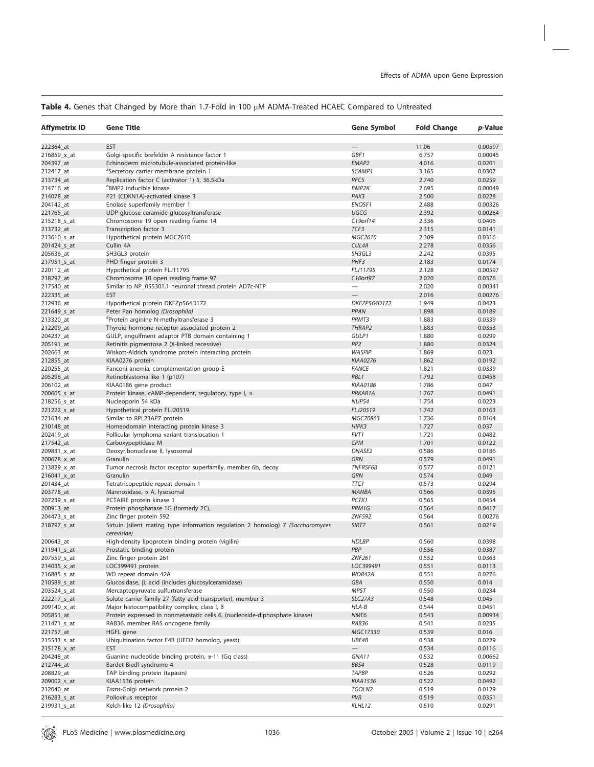**Table 4.** Genes that Changed by More than 1.7-Fold in 100 μM ADMA-Treated HCAEC Compared to Untreated

| Affymetrix ID | Gene Title | Gene Symbol | Fold Change | *p*-Value |
|---|---|---|---|---|
| 222364_at | EST | — | 11.06 | 0.00597 |
| 216859_x_at | Golgi-specific brefeldin A resistance factor 1 | *GBF1* | 6.757 | 0.00045 |
| 204397_at | Echinoderm microtubule-associated protein-like | *EMAP2* | 4.016 | 0.0201 |
| 212417_at | [a]Secretory carrier membrane protein 1 | *SCAMP1* | 3.165 | 0.0307 |
| 213734_at | Replication factor C (activator 1) 5, 36.5kDa | *RFC5* | 2.740 | 0.0259 |
| 214716_at | [a]BMP2 inducible kinase | *BMP2K* | 2.695 | 0.00049 |
| 214078_at | P21 (CDKN1A)-activated kinase 3 | *PAK3* | 2.500 | 0.0228 |
| 204142_at | Enolase superfamily member 1 | *ENOSF1* | 2.488 | 0.00326 |
| 221765_at | UDP-glucose ceramide glucosyltransferase | *UGCG* | 2.392 | 0.00264 |
| 215218_s_at | Chromosome 19 open reading frame 14 | *C19orf14* | 2.336 | 0.0406 |
| 213732_at | Transcription factor 3 | *TCF3* | 2.315 | 0.0141 |
| 213610_s_at | Hypothetical protein MGC2610 | *MGC2610* | 2.309 | 0.0316 |
| 201424_s_at | Cullin 4A | *CUL4A* | 2.278 | 0.0356 |
| 205636_at | SH3GL3 protein | *SH3GL3* | 2.242 | 0.0395 |
| 217951_s_at | PHD finger protein 3 | *PHF3* | 2.183 | 0.0174 |
| 220112_at | Hypothetical protein FLJ11795 | *FLJ11795* | 2.128 | 0.00597 |
| 218297_at | Chromosome 10 open reading frame 97 | *C10orf97* | 2.020 | 0.0376 |
| 217540_at | Similar to NP_055301.1 neuronal thread protein AD7c-NTP | — | 2.020 | 0.00341 |
| 222335_at | EST | — | 2.016 | 0.00276 |
| 212936_at | Hypothetical protein DKFZp564D172 | *DKFZP564D172* | 1.949 | 0.0423 |
| 221649_s_at | Peter Pan homolog *(Drosophila)* | *PPAN* | 1.898 | 0.0189 |
| 213320_at | [a]Protein arginine N-methyltransferase 3 | *PRMT3* | 1.883 | 0.0339 |
| 212209_at | Thyroid hormone receptor associated protein 2 | *THRAP2* | 1.883 | 0.0353 |
| 204237_at | GULP, engulfment adaptor PTB domain containing 1 | *GULP1* | 1.880 | 0.0299 |
| 205191_at | Retinitis pigmentosa 2 (X-linked recessive) | *RP2* | 1.880 | 0.0324 |
| 202663_at | Wiskott-Aldrich syndrome protein interacting protein | *WASPIP* | 1.869 | 0.023 |
| 212855_at | KIAA0276 protein | *KIAA0276* | 1.862 | 0.0192 |
| 220255_at | Fanconi anemia, complementation group E | *FANCE* | 1.821 | 0.0339 |
| 205296_at | Retinoblastoma-like 1 (p107) | *RBL1* | 1.792 | 0.0458 |
| 206102_at | KIAA0186 gene product | *KIAA0186* | 1.786 | 0.047 |
| 200605_s_at | Protein kinase, cAMP-dependent, regulatory, type I, α | *PRKAR1A* | 1.767 | 0.0491 |
| 218256_s_at | Nucleoporin 54 kDa | *NUP54* | 1.754 | 0.0223 |
| 221222_s_at | Hypothetical protein FLJ20519 | *FLJ20519* | 1.742 | 0.0163 |
| 221634_at | Similar to RPL23AP7 protein | *MGC70863* | 1.736 | 0.0164 |
| 210148_at | Homeodomain interacting protein kinase 3 | *HIPK3* | 1.727 | 0.037 |
| 202419_at | Follicular lymphoma variant translocation 1 | *FVT1* | 1.721 | 0.0482 |
| 217542_at | Carboxypeptidase M | *CPM* | 1.701 | 0.0122 |
| 209831_x_at | Deoxyribonuclease II, lysosomal | *DNASE2* | 0.586 | 0.0186 |
| 200678_x_at | Granulin | *GRN* | 0.579 | 0.0491 |
| 213829_x_at | Tumor necrosis factor receptor superfamily, member 6b, decoy | *TNFRSF6B* | 0.577 | 0.0121 |
| 216041_x_at | Granulin | *GRN* | 0.574 | 0.049 |
| 201434_at | Tetratricopeptide repeat domain 1 | *TTC1* | 0.573 | 0.0294 |
| 203778_at | Mannosidase, α A, lysosomal | *MANBA* | 0.566 | 0.0395 |
| 207239_s_at | PCTAIRE protein kinase 1 | *PCTK1* | 0.565 | 0.0454 |
| 200913_at | Protein phosphatase 1G (formerly 2C), | *PPM1G* | 0.564 | 0.0417 |
| 204473_s_at | Zinc finger protein 592 | *ZNF592* | 0.564 | 0.00276 |
| 218797_s_at | Sirtuin (silent mating type information regulation 2 homolog) 7 *(Saccharomyces cerevisiae)* | *SIRT7* | 0.561 | 0.0219 |
| 200643_at | High-density lipoprotein binding protein (vigilin) | *HDLBP* | 0.560 | 0.0398 |
| 211941_s_at | Prostatic binding protein | *PBP* | 0.556 | 0.0387 |
| 207559_s_at | Zinc finger protein 261 | *ZNF261* | 0.552 | 0.0363 |
| 214035_x_at | LOC399491 protein | *LOC399491* | 0.551 | 0.0113 |
| 216885_s_at | WD repeat domain 42A | *WDR42A* | 0.551 | 0.0276 |
| 210589_s_at | Glucosidase, β; acid (includes glucosylceramidase) | *GBA* | 0.550 | 0.014 |
| 203524_s_at | Mercaptopyruvate sulfurtransferase | *MPST* | 0.550 | 0.0234 |
| 222217_s_at | Solute carrier family 27 (fatty acid transporter), member 3 | *SLC27A3* | 0.548 | 0.045 |
| 209140_x_at | Major histocompatibility complex, class I, B | *HLA-B* | 0.544 | 0.0451 |
| 205851_at | Protein expressed in nonmetastatic cells 6, (nucleoside-diphosphate kinase) | *NME6* | 0.543 | 0.00934 |
| 211471_s_at | RAB36, member RAS oncogene family | *RAB36* | 0.541 | 0.0235 |
| 221757_at | HGFL gene | *MGC17330* | 0.539 | 0.016 |
| 215533_s_at | Ubiquitination factor E4B (UFD2 homolog, yeast) | *UBE4B* | 0.538 | 0.0229 |
| 215178_x_at | EST | — | 0.534 | 0.0116 |
| 204248_at | Guanine nucleotide binding protein, α-11 (Gq class) | *GNA11* | 0.532 | 0.00662 |
| 212744_at | Bardet-Biedl syndrome 4 | *BBS4* | 0.528 | 0.0119 |
| 208829_at | TAP binding protein (tapasin) | *TAPBP* | 0.526 | 0.0292 |
| 209002_s_at | KIAA1536 protein | *KIAA1536* | 0.522 | 0.0492 |
| 212040_at | *Trans*-Golgi network protein 2 | *TGOLN2* | 0.519 | 0.0129 |
| 216283_s_at | Poliovirus receptor | *PVR* | 0.519 | 0.0351 |
| 219931_s_at | Kelch-like 12 *(Drosophila)* | *KLHL12* | 0.510 | 0.0291 |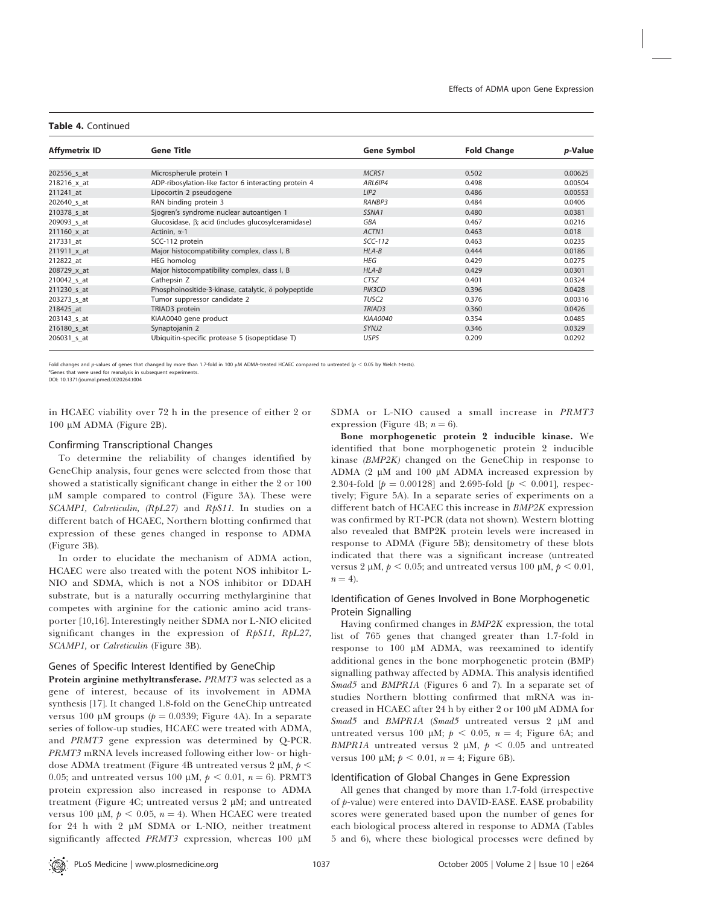**Table 4.** Continued

| Affymetrix ID | Gene Title | Gene Symbol | Fold Change | *p*-Value |
|---|---|---|---|---|
| 202556_s_at | Microspherule protein 1 | *MCRS1* | 0.502 | 0.00625 |
| 218216_x_at | ADP-ribosylation-like factor 6 interacting protein 4 | *ARL6IP4* | 0.498 | 0.00504 |
| 211241_at | Lipocortin 2 pseudogene | *LIP2* | 0.486 | 0.00553 |
| 202640_s_at | RAN binding protein 3 | *RANBP3* | 0.484 | 0.0406 |
| 210378_s_at | Sjogren's syndrome nuclear autoantigen 1 | *SSNA1* | 0.480 | 0.0381 |
| 209093_s_at | Glucosidase, β; acid (includes glucosylceramidase) | *GBA* | 0.467 | 0.0216 |
| 211160_x_at | Actinin, α-1 | *ACTN1* | 0.463 | 0.018 |
| 217331_at | SCC-112 protein | *SCC-112* | 0.463 | 0.0235 |
| 211911_x_at | Major histocompatibility complex, class I, B | *HLA-B* | 0.444 | 0.0186 |
| 212822_at | HEG homolog | *HEG* | 0.429 | 0.0275 |
| 208729_x_at | Major histocompatibility complex, class I, B | *HLA-B* | 0.429 | 0.0301 |
| 210042_s_at | Cathepsin Z | *CTSZ* | 0.401 | 0.0324 |
| 211230_s_at | Phosphoinositide-3-kinase, catalytic, δ polypeptide | *PIK3CD* | 0.396 | 0.0428 |
| 203273_s_at | Tumor suppressor candidate 2 | *TUSC2* | 0.376 | 0.00316 |
| 218425_at | TRIAD3 protein | *TRIAD3* | 0.360 | 0.0426 |
| 203143_s_at | KIAA0040 gene product | *KIAA0040* | 0.354 | 0.0485 |
| 216180_s_at | Synaptojanin 2 | *SYNJ2* | 0.346 | 0.0329 |
| 206031_s_at | Ubiquitin-specific protease 5 (isopeptidase T) | *USP5* | 0.209 | 0.0292 |

Fold changes and *p*-values of genes that changed by more than 1.7-fold in 100 μM ADMA-treated HCAEC compared to untreated ($p < 0.05$ by Welch *t*-tests).
[a]Genes that were used for reanalysis in subsequent experiments.
DOI: 10.1371/journal.pmed.0020264.t004

in HCAEC viability over 72 h in the presence of either 2 or 100 μM ADMA (Figure 2B).

## Confirming Transcriptional Changes

To determine the reliability of changes identified by GeneChip analysis, four genes were selected from those that showed a statistically significant change in either the 2 or 100 μM sample compared to control (Figure 3A). These were *SCAMP1, Calreticulin, (RpL27)* and *RpS11.* In studies on a different batch of HCAEC, Northern blotting confirmed that expression of these genes changed in response to ADMA (Figure 3B).

In order to elucidate the mechanism of ADMA action, HCAEC were also treated with the potent NOS inhibitor L-NIO and SDMA, which is not a NOS inhibitor or DDAH substrate, but is a naturally occurring methylarginine that competes with arginine for the cationic amino acid transporter [10,16]. Interestingly neither SDMA nor L-NIO elicited significant changes in the expression of *RpS11, RpL27, SCAMP1,* or *Calreticulin* (Figure 3B).

## Genes of Specific Interest Identified by GeneChip

**Protein arginine methyltransferase.** *PRMT3* was selected as a gene of interest, because of its involvement in ADMA synthesis [17]. It changed 1.8-fold on the GeneChip untreated versus 100 μM groups ($p = 0.0339$; Figure 4A). In a separate series of follow-up studies, HCAEC were treated with ADMA, and *PRMT3* gene expression was determined by Q-PCR. *PRMT3* mRNA levels increased following either low- or high-dose ADMA treatment (Figure 4B untreated versus 2 μM, $p < 0.05$; and untreated versus 100 μM, $p < 0.01$, $n = 6$). PRMT3 protein expression also increased in response to ADMA treatment (Figure 4C; untreated versus 2 μM; and untreated versus 100 μM, $p < 0.05$, $n = 4$). When HCAEC were treated for 24 h with 2 μM SDMA or L-NIO, neither treatment significantly affected *PRMT3* expression, whereas 100 μM SDMA or L-NIO caused a small increase in *PRMT3* expression (Figure 4B; $n = 6$).

**Bone morphogenetic protein 2 inducible kinase.** We identified that bone morphogenetic protein 2 inducible kinase *(BMP2K)* changed on the GeneChip in response to ADMA (2 μM and 100 μM ADMA increased expression by 2.304-fold [$p = 0.00128$] and 2.695-fold [$p < 0.001$], respectively; Figure 5A). In a separate series of experiments on a different batch of HCAEC this increase in *BMP2K* expression was confirmed by RT-PCR (data not shown). Western blotting also revealed that BMP2K protein levels were increased in response to ADMA (Figure 5B); densitometry of these blots indicated that there was a significant increase (untreated versus 2 μM, $p < 0.05$; and untreated versus 100 μM, $p < 0.01$, $n = 4$).

## Identification of Genes Involved in Bone Morphogenetic Protein Signalling

Having confirmed changes in *BMP2K* expression, the total list of 765 genes that changed greater than 1.7-fold in response to 100 μM ADMA, was reexamined to identify additional genes in the bone morphogenetic protein (BMP) signalling pathway affected by ADMA. This analysis identified *Smad5* and *BMPR1A* (Figures 6 and 7). In a separate set of studies Northern blotting confirmed that mRNA was increased in HCAEC after 24 h by either 2 or 100 μM ADMA for *Smad5* and *BMPR1A* (*Smad5* untreated versus 2 μM and untreated versus 100 μM; $p < 0.05$, $n = 4$; Figure 6A; and *BMPR1A* untreated versus 2 μM, $p < 0.05$ and untreated versus 100 μM; $p < 0.01$, $n = 4$; Figure 6B).

## Identification of Global Changes in Gene Expression

All genes that changed by more than 1.7-fold (irrespective of *p*-value) were entered into DAVID-EASE. EASE probability scores were generated based upon the number of genes for each biological process altered in response to ADMA (Tables 5 and 6), where these biological processes were defined by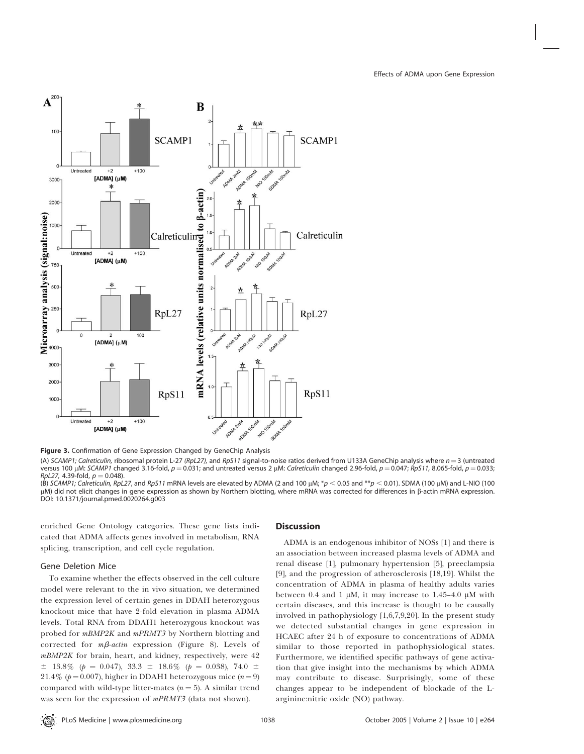**Figure 3.** Confirmation of Gene Expression Changed by GeneChip Analysis

(A) *SCAMP1; Calreticulin,* ribosomal protein L-27 *(RpL27),* and *RpS11* signal-to-noise ratios derived from U133A GeneChip analysis where $n = 3$ (untreated versus 100 μM: *SCAMP1* changed 3.16-fold, $p = 0.031$; and untreated versus 2 μM: *Calreticulin* changed 2.96-fold, $p = 0.047$; *RpS11,* 8.065-fold, $p = 0.033$; *RpL27,* 4.39-fold, $p = 0.048$).

(B) *SCAMP1; Calreticulin, RpL27,* and *RpS11* mRNA levels are elevated by ADMA (2 and 100 μM; $*p < 0.05$ and $**p < 0.01$). SDMA (100 μM) and L-NIO (100 μM) did not elicit changes in gene expression as shown by Northern blotting, where mRNA was corrected for differences in β-actin mRNA expression.
DOI: 10.1371/journal.pmed.0020264.g003

enriched Gene Ontology categories. These gene lists indicated that ADMA affects genes involved in metabolism, RNA splicing, transcription, and cell cycle regulation.

### Gene Deletion Mice

To examine whether the effects observed in the cell culture model were relevant to the in vivo situation, we determined the expression level of certain genes in DDAH heterozygous knockout mice that have 2-fold elevation in plasma ADMA levels. Total RNA from DDAH1 heterozygous knockout was probed for *mBMP2K* and *mPRMT3* by Northern blotting and corrected for *mβ-actin* expression (Figure 8). Levels of *mBMP2K* for brain, heart, and kidney, respectively, were 42 ± 13.8% ($p = 0.047$), 33.3 ± 18.6% ($p = 0.038$), 74.0 ± 21.4% ($p = 0.007$), higher in DDAH1 heterozygous mice ($n = 9$) compared with wild-type litter-mates ($n = 5$). A similar trend was seen for the expression of *mPRMT3* (data not shown).

## Discussion

ADMA is an endogenous inhibitor of NOSs [1] and there is an association between increased plasma levels of ADMA and renal disease [1], pulmonary hypertension [5], preeclampsia [9], and the progression of atherosclerosis [18,19]. Whilst the concentration of ADMA in plasma of healthy adults varies between 0.4 and 1 μM, it may increase to 1.45–4.0 μM with certain diseases, and this increase is thought to be causally involved in pathophysiology [1,6,7,9,20]. In the present study we detected substantial changes in gene expression in HCAEC after 24 h of exposure to concentrations of ADMA similar to those reported in pathophysiological states. Furthermore, we identified specific pathways of gene activation that give insight into the mechanisms by which ADMA may contribute to disease. Surprisingly, some of these changes appear to be independent of blockade of the L-arginine:nitric oxide (NO) pathway.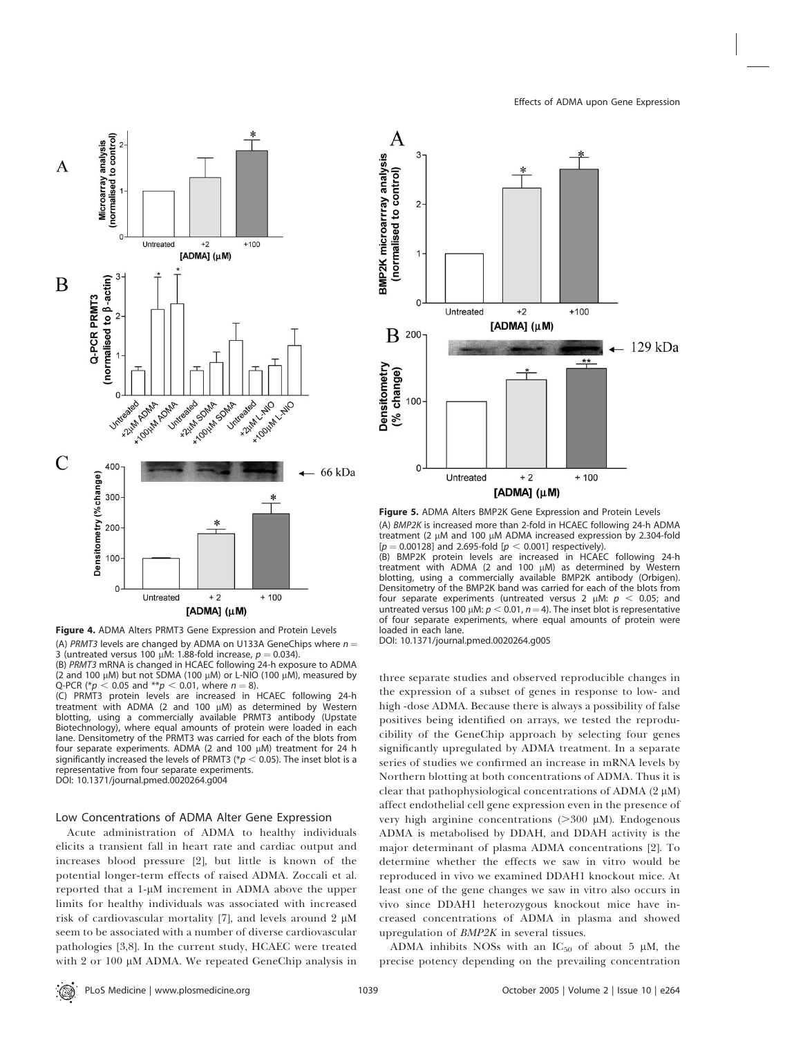**Figure 4.** ADMA Alters PRMT3 Gene Expression and Protein Levels

(A) *PRMT3* levels are changed by ADMA on U133A GeneChips where $n = 3$ (untreated versus 100 μM: 1.88-fold increase, $p = 0.034$).

(B) *PRMT3* mRNA is changed in HCAEC following 24-h exposure to ADMA (2 and 100 μM) but not SDMA (100 μM) or L-NIO (100 μM), measured by Q-PCR (*$p < 0.05$ and **$p < 0.01$, where $n = 8$).

(C) PRMT3 protein levels are increased in HCAEC following 24-h treatment with ADMA (2 and 100 μM) as determined by Western blotting, using a commercially available PRMT3 antibody (Upstate Biotechnology), where equal amounts of protein were loaded in each lane. Densitometry of the PRMT3 was carried for each of the blots from four separate experiments. ADMA (2 and 100 μM) treatment for 24 h significantly increased the levels of PRMT3 (*$p < 0.05$). The inset blot is a representative from four separate experiments.

DOI: 10.1371/journal.pmed.0020264.g004

**Figure 5.** ADMA Alters BMP2K Gene Expression and Protein Levels

(A) *BMP2K* is increased more than 2-fold in HCAEC following 24-h ADMA treatment (2 μM and 100 μM ADMA increased expression by 2.304-fold [$p = 0.00128$] and 2.695-fold [$p < 0.001$] respectively).

(B) BMP2K protein levels are increased in HCAEC following 24-h treatment with ADMA (2 and 100 μM) as determined by Western blotting, using a commercially available BMP2K antibody (Orbigen). Densitometry of the BMP2K band was carried for each of the blots from four separate experiments (untreated versus 2 μM: $p < 0.05$; and untreated versus 100 μM: $p < 0.01$, $n = 4$). The inset blot is representative of four separate experiments, where equal amounts of protein were loaded in each lane.

DOI: 10.1371/journal.pmed.0020264.g005

### Low Concentrations of ADMA Alter Gene Expression

Acute administration of ADMA to healthy individuals elicits a transient fall in heart rate and cardiac output and increases blood pressure [2], but little is known of the potential longer-term effects of raised ADMA. Zoccali et al. reported that a 1-μM increment in ADMA above the upper limits for healthy individuals was associated with increased risk of cardiovascular mortality [7], and levels around 2 μM seem to be associated with a number of diverse cardiovascular pathologies [3,8]. In the current study, HCAEC were treated with 2 or 100 μM ADMA. We repeated GeneChip analysis in three separate studies and observed reproducible changes in the expression of a subset of genes in response to low- and high -dose ADMA. Because there is always a possibility of false positives being identified on arrays, we tested the reproducibility of the GeneChip approach by selecting four genes significantly upregulated by ADMA treatment. In a separate series of studies we confirmed an increase in mRNA levels by Northern blotting at both concentrations of ADMA. Thus it is clear that pathophysiological concentrations of ADMA (2 μM) affect endothelial cell gene expression even in the presence of very high arginine concentrations (>300 μM). Endogenous ADMA is metabolised by DDAH, and DDAH activity is the major determinant of plasma ADMA concentrations [2]. To determine whether the effects we saw in vitro would be reproduced in vivo we examined DDAH1 knockout mice. At least one of the gene changes we saw in vitro also occurs in vivo since DDAH1 heterozygous knockout mice have increased concentrations of ADMA in plasma and showed upregulation of *BMP2K* in several tissues.

ADMA inhibits NOSs with an $IC_{50}$ of about 5 μM, the precise potency depending on the prevailing concentration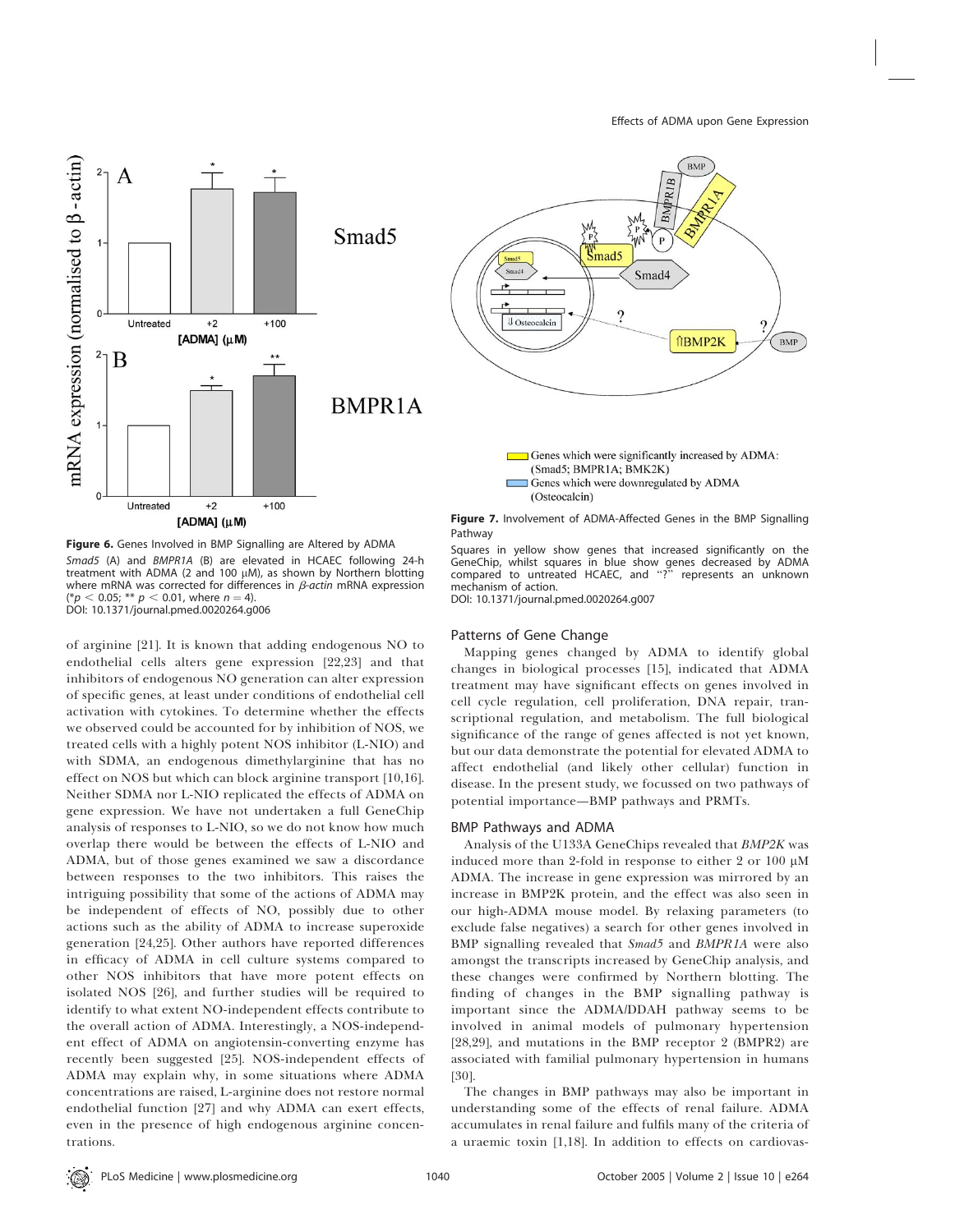**Figure 6.** Genes Involved in BMP Signalling are Altered by ADMA

*Smad5* (A) and *BMPR1A* (B) are elevated in HCAEC following 24-h treatment with ADMA (2 and 100 μM), as shown by Northern blotting where mRNA was corrected for differences in *β-actin* mRNA expression (*$p < 0.05$; ** $p < 0.01$, where $n = 4$).

DOI: 10.1371/journal.pmed.0020264.g006

**Figure 7.** Involvement of ADMA-Affected Genes in the BMP Signalling Pathway

Squares in yellow show genes that increased significantly on the GeneChip, whilst squares in blue show genes decreased by ADMA compared to untreated HCAEC, and "?" represents an unknown mechanism of action.

DOI: 10.1371/journal.pmed.0020264.g007

of arginine [21]. It is known that adding endogenous NO to endothelial cells alters gene expression [22,23] and that inhibitors of endogenous NO generation can alter expression of specific genes, at least under conditions of endothelial cell activation with cytokines. To determine whether the effects we observed could be accounted for by inhibition of NOS, we treated cells with a highly potent NOS inhibitor (L-NIO) and with SDMA, an endogenous dimethylarginine that has no effect on NOS but which can block arginine transport [10,16]. Neither SDMA nor L-NIO replicated the effects of ADMA on gene expression. We have not undertaken a full GeneChip analysis of responses to L-NIO, so we do not know how much overlap there would be between the effects of L-NIO and ADMA, but of those genes examined we saw a discordance between responses to the two inhibitors. This raises the intriguing possibility that some of the actions of ADMA may be independent of effects of NO, possibly due to other actions such as the ability of ADMA to increase superoxide generation [24,25]. Other authors have reported differences in efficacy of ADMA in cell culture systems compared to other NOS inhibitors that have more potent effects on isolated NOS [26], and further studies will be required to identify to what extent NO-independent effects contribute to the overall action of ADMA. Interestingly, a NOS-independent effect of ADMA on angiotensin-converting enzyme has recently been suggested [25]. NOS-independent effects of ADMA may explain why, in some situations where ADMA concentrations are raised, L-arginine does not restore normal endothelial function [27] and why ADMA can exert effects, even in the presence of high endogenous arginine concentrations.

### Patterns of Gene Change

Mapping genes changed by ADMA to identify global changes in biological processes [15], indicated that ADMA treatment may have significant effects on genes involved in cell cycle regulation, cell proliferation, DNA repair, transcriptional regulation, and metabolism. The full biological significance of the range of genes affected is not yet known, but our data demonstrate the potential for elevated ADMA to affect endothelial (and likely other cellular) function in disease. In the present study, we focussed on two pathways of potential importance—BMP pathways and PRMTs.

### BMP Pathways and ADMA

Analysis of the U133A GeneChips revealed that *BMP2K* was induced more than 2-fold in response to either 2 or 100 μM ADMA. The increase in gene expression was mirrored by an increase in BMP2K protein, and the effect was also seen in our high-ADMA mouse model. By relaxing parameters (to exclude false negatives) a search for other genes involved in BMP signalling revealed that *Smad5* and *BMPR1A* were also amongst the transcripts increased by GeneChip analysis, and these changes were confirmed by Northern blotting. The finding of changes in the BMP signalling pathway is important since the ADMA/DDAH pathway seems to be involved in animal models of pulmonary hypertension [28,29], and mutations in the BMP receptor 2 (BMPR2) are associated with familial pulmonary hypertension in humans [30].

The changes in BMP pathways may also be important in understanding some of the effects of renal failure. ADMA accumulates in renal failure and fulfils many of the criteria of a uraemic toxin [1,18]. In addition to effects on cardiovas-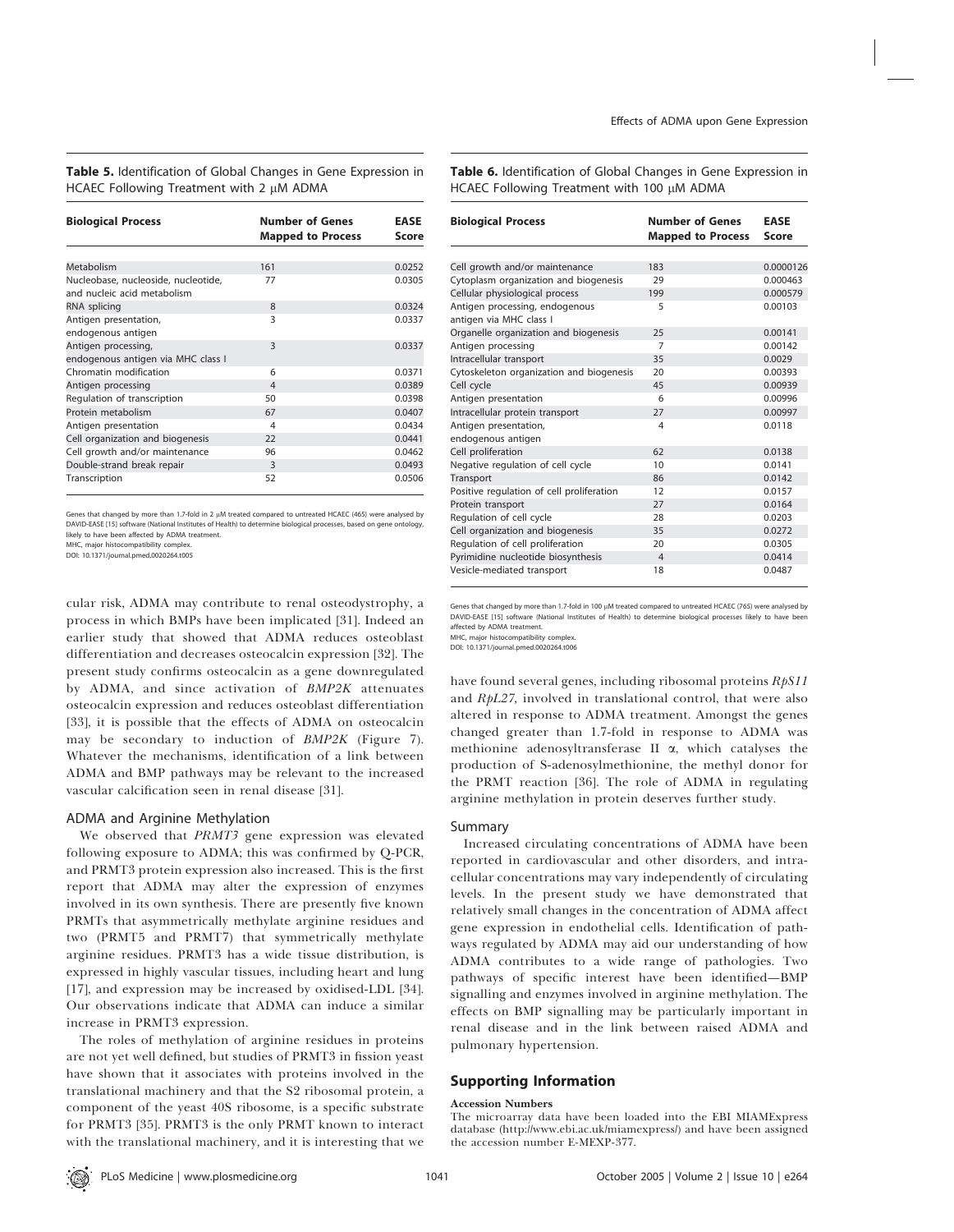**Table 5.** Identification of Global Changes in Gene Expression in HCAEC Following Treatment with 2 μM ADMA

| Biological Process | Number of Genes Mapped to Process | EASE Score |
|---|---|---|
| Metabolism | 161 | 0.0252 |
| Nucleobase, nucleoside, nucleotide, and nucleic acid metabolism | 77 | 0.0305 |
| RNA splicing | 8 | 0.0324 |
| Antigen presentation, endogenous antigen | 3 | 0.0337 |
| Antigen processing, endogenous antigen via MHC class I | 3 | 0.0337 |
| Chromatin modification | 6 | 0.0371 |
| Antigen processing | 4 | 0.0389 |
| Regulation of transcription | 50 | 0.0398 |
| Protein metabolism | 67 | 0.0407 |
| Antigen presentation | 4 | 0.0434 |
| Cell organization and biogenesis | 22 | 0.0441 |
| Cell growth and/or maintenance | 96 | 0.0462 |
| Double-strand break repair | 3 | 0.0493 |
| Transcription | 52 | 0.0506 |

Genes that changed by more than 1.7-fold in 2 μM treated compared to untreated HCAEC (465) were analysed by DAVID-EASE [15] software (National Institutes of Health) to determine biological processes, based on gene ontology, likely to have been affected by ADMA treatment.
MHC, major histocompatibility complex.
DOI: 10.1371/journal.pmed.0020264.t005

**Table 6.** Identification of Global Changes in Gene Expression in HCAEC Following Treatment with 100 μM ADMA

| Biological Process | Number of Genes Mapped to Process | EASE Score |
|---|---|---|
| Cell growth and/or maintenance | 183 | 0.0000126 |
| Cytoplasm organization and biogenesis | 29 | 0.000463 |
| Cellular physiological process | 199 | 0.000579 |
| Antigen processing, endogenous antigen via MHC class I | 5 | 0.00103 |
| Organelle organization and biogenesis | 25 | 0.00141 |
| Antigen processing | 7 | 0.00142 |
| Intracellular transport | 35 | 0.0029 |
| Cytoskeleton organization and biogenesis | 20 | 0.00393 |
| Cell cycle | 45 | 0.00939 |
| Antigen presentation | 6 | 0.00996 |
| Intracellular protein transport | 27 | 0.00997 |
| Antigen presentation, endogenous antigen | 4 | 0.0118 |
| Cell proliferation | 62 | 0.0138 |
| Negative regulation of cell cycle | 10 | 0.0141 |
| Transport | 86 | 0.0142 |
| Positive regulation of cell proliferation | 12 | 0.0157 |
| Protein transport | 27 | 0.0164 |
| Regulation of cell cycle | 28 | 0.0203 |
| Cell organization and biogenesis | 35 | 0.0272 |
| Regulation of cell proliferation | 20 | 0.0305 |
| Pyrimidine nucleotide biosynthesis | 4 | 0.0414 |
| Vesicle-mediated transport | 18 | 0.0487 |

Genes that changed by more than 1.7-fold in 100 μM treated compared to untreated HCAEC (765) were analysed by DAVID-EASE [15] software (National Institutes of Health) to determine biological processes likely to have been affected by ADMA treatment.
MHC, major histocompatibility complex.
DOI: 10.1371/journal.pmed.0020264.t006

cular risk, ADMA may contribute to renal osteodystrophy, a process in which BMPs have been implicated [31]. Indeed an earlier study that showed that ADMA reduces osteoblast differentiation and decreases osteocalcin expression [32]. The present study confirms osteocalcin as a gene downregulated by ADMA, and since activation of *BMP2K* attenuates osteocalcin expression and reduces osteoblast differentiation [33], it is possible that the effects of ADMA on osteocalcin may be secondary to induction of *BMP2K* (Figure 7). Whatever the mechanisms, identification of a link between ADMA and BMP pathways may be relevant to the increased vascular calcification seen in renal disease [31].

### ADMA and Arginine Methylation

We observed that *PRMT3* gene expression was elevated following exposure to ADMA; this was confirmed by Q-PCR, and PRMT3 protein expression also increased. This is the first report that ADMA may alter the expression of enzymes involved in its own synthesis. There are presently five known PRMTs that asymmetrically methylate arginine residues and two (PRMT5 and PRMT7) that symmetrically methylate arginine residues. PRMT3 has a wide tissue distribution, is expressed in highly vascular tissues, including heart and lung [17], and expression may be increased by oxidised-LDL [34]. Our observations indicate that ADMA can induce a similar increase in PRMT3 expression.

The roles of methylation of arginine residues in proteins are not yet well defined, but studies of PRMT3 in fission yeast have shown that it associates with proteins involved in the translational machinery and that the S2 ribosomal protein, a component of the yeast 40S ribosome, is a specific substrate for PRMT3 [35]. PRMT3 is the only PRMT known to interact with the translational machinery, and it is interesting that we have found several genes, including ribosomal proteins *RpS11* and *RpL27*, involved in translational control, that were also altered in response to ADMA treatment. Amongst the genes changed greater than 1.7-fold in response to ADMA was methionine adenosyltransferase II α, which catalyses the production of S-adenosylmethionine, the methyl donor for the PRMT reaction [36]. The role of ADMA in regulating arginine methylation in protein deserves further study.

### Summary

Increased circulating concentrations of ADMA have been reported in cardiovascular and other disorders, and intracellular concentrations may vary independently of circulating levels. In the present study we have demonstrated that relatively small changes in the concentration of ADMA affect gene expression in endothelial cells. Identification of pathways regulated by ADMA may aid our understanding of how ADMA contributes to a wide range of pathologies. Two pathways of specific interest have been identified—BMP signalling and enzymes involved in arginine methylation. The effects on BMP signalling may be particularly important in renal disease and in the link between raised ADMA and pulmonary hypertension.

## Supporting Information

**Accession Numbers**

The microarray data have been loaded into the EBI MIAMExpress database (http://www.ebi.ac.uk/miamexpress/) and have been assigned the accession number E-MEXP-377.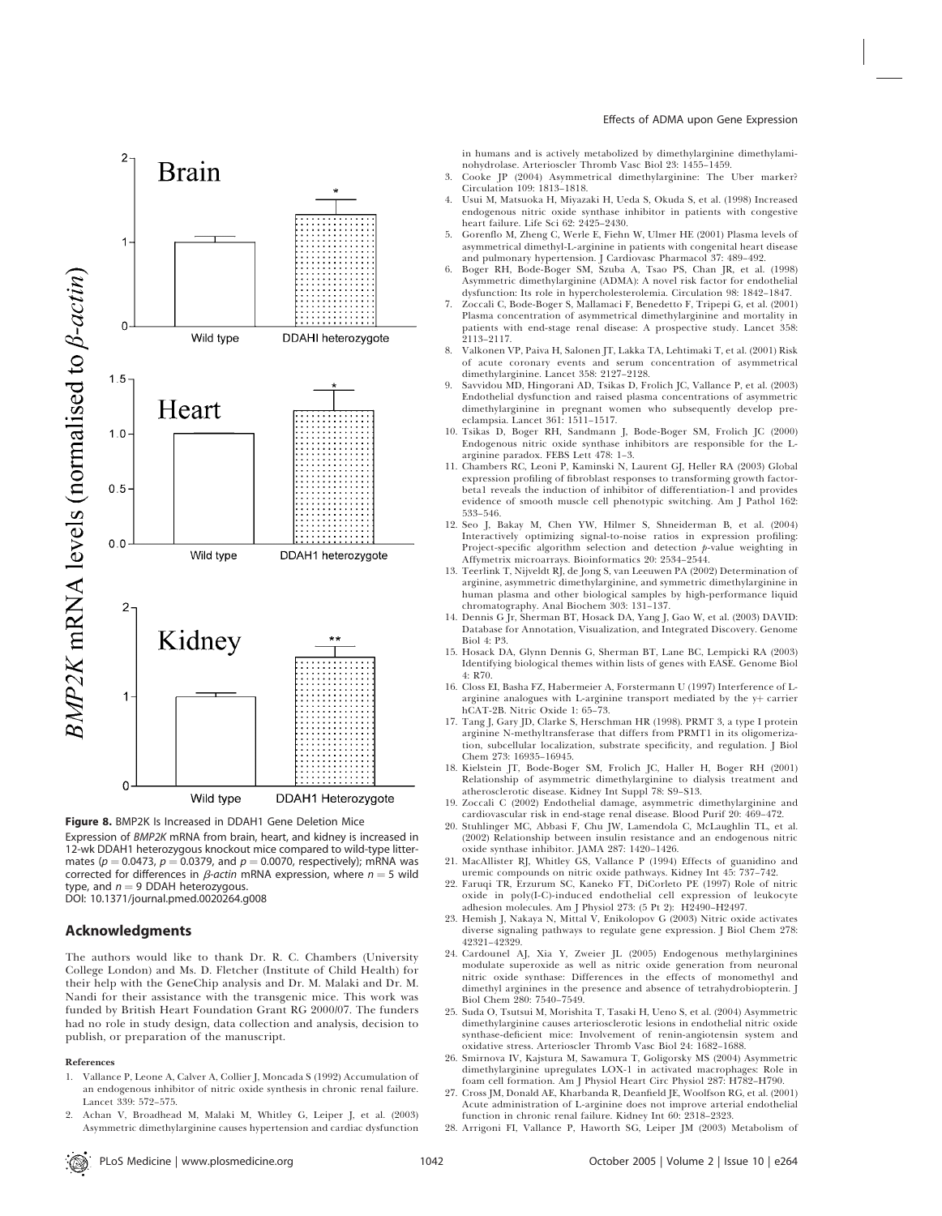**Figure 8.** BMP2K Is Increased in DDAH1 Gene Deletion Mice

Expression of *BMP2K* mRNA from brain, heart, and kidney is increased in 12-wk DDAH1 heterozygous knockout mice compared to wild-type littermates ($p = 0.0473$, $p = 0.0379$, and $p = 0.0070$, respectively); mRNA was corrected for differences in $\beta$-*actin* mRNA expression, where $n = 5$ wild type, and $n = 9$ DDAH heterozygous.

DOI: 10.1371/journal.pmed.0020264.g008

## Acknowledgments

The authors would like to thank Dr. R. C. Chambers (University College London) and Ms. D. Fletcher (Institute of Child Health) for their help with the GeneChip analysis and Dr. M. Malaki and Dr. M. Nandi for their assistance with the transgenic mice. This work was funded by British Heart Foundation Grant RG 2000/07. The funders had no role in study design, data collection and analysis, decision to publish, or preparation of the manuscript.

#### References

1. Vallance P, Leone A, Calver A, Collier J, Moncada S (1992) Accumulation of an endogenous inhibitor of nitric oxide synthesis in chronic renal failure. Lancet 339: 572–575.
2. Achan V, Broadhead M, Malaki M, Whitley G, Leiper J, et al. (2003) Asymmetric dimethylarginine causes hypertension and cardiac dysfunction in humans and is actively metabolized by dimethylarginine dimethylaminohydrolase. Arterioscler Thromb Vasc Biol 23: 1455–1459.
3. Cooke JP (2004) Asymmetrical dimethylarginine: The Uber marker? Circulation 109: 1813–1818.
4. Usui M, Matsuoka H, Miyazaki H, Ueda S, Okuda S, et al. (1998) Increased endogenous nitric oxide synthase inhibitor in patients with congestive heart failure. Life Sci 62: 2425–2430.
5. Gorenflo M, Zheng C, Werle E, Fiehn W, Ulmer HE (2001) Plasma levels of asymmetrical dimethyl-L-arginine in patients with congenital heart disease and pulmonary hypertension. J Cardiovasc Pharmacol 37: 489–492.
6. Boger RH, Bode-Boger SM, Szuba A, Tsao PS, Chan JR, et al. (1998) Asymmetric dimethylarginine (ADMA): A novel risk factor for endothelial dysfunction: Its role in hypercholesterolemia. Circulation 98: 1842–1847.
7. Zoccali C, Bode-Boger S, Mallamaci F, Benedetto F, Tripepi G, et al. (2001) Plasma concentration of asymmetrical dimethylarginine and mortality in patients with end-stage renal disease: A prospective study. Lancet 358: 2113–2117.
8. Valkonen VP, Paiva H, Salonen JT, Lakka TA, Lehtimaki T, et al. (2001) Risk of acute coronary events and serum concentration of asymmetrical dimethylarginine. Lancet 358: 2127–2128.
9. Savvidou MD, Hingorani AD, Tsikas D, Frolich JC, Vallance P, et al. (2003) Endothelial dysfunction and raised plasma concentrations of asymmetric dimethylarginine in pregnant women who subsequently develop pre-eclampsia. Lancet 361: 1511–1517.
10. Tsikas D, Boger RH, Sandmann J, Bode-Boger SM, Frolich JC (2000) Endogenous nitric oxide synthase inhibitors are responsible for the L-arginine paradox. FEBS Lett 478: 1–3.
11. Chambers RC, Leoni P, Kaminski N, Laurent GJ, Heller RA (2003) Global expression profiling of fibroblast responses to transforming growth factor-beta1 reveals the induction of inhibitor of differentiation-1 and provides evidence of smooth muscle cell phenotypic switching. Am J Pathol 162: 533–546.
12. Seo J, Bakay M, Chen YW, Hilmer S, Shneiderman B, et al. (2004) Interactively optimizing signal-to-noise ratios in expression profiling: Project-specific algorithm selection and detection *p*-value weighting in Affymetrix microarrays. Bioinformatics 20: 2534–2544.
13. Teerlink T, Nijveldt RJ, de Jong S, van Leeuwen PA (2002) Determination of arginine, asymmetric dimethylarginine, and symmetric dimethylarginine in human plasma and other biological samples by high-performance liquid chromatography. Anal Biochem 303: 131–137.
14. Dennis G Jr, Sherman BT, Hosack DA, Yang J, Gao W, et al. (2003) DAVID: Database for Annotation, Visualization, and Integrated Discovery. Genome Biol 4: P3.
15. Hosack DA, Glynn Dennis G, Sherman BT, Lane BC, Lempicki RA (2003) Identifying biological themes within lists of genes with EASE. Genome Biol 4: R70.
16. Closs EI, Basha FZ, Habermeier A, Forstermann U (1997) Interference of L-arginine analogues with L-arginine transport mediated by the y+ carrier hCAT-2B. Nitric Oxide 1: 65–73.
17. Tang J, Gary JD, Clarke S, Herschman HR (1998). PRMT 3, a type I protein arginine N-methyltransferase that differs from PRMT1 in its oligomerization, subcellular localization, substrate specificity, and regulation. J Biol Chem 273: 16935–16945.
18. Kielstein JT, Bode-Boger SM, Frolich JC, Haller H, Boger RH (2001) Relationship of asymmetric dimethylarginine to dialysis treatment and atherosclerotic disease. Kidney Int Suppl 78: S9–S13.
19. Zoccali C (2002) Endothelial damage, asymmetric dimethylarginine and cardiovascular risk in end-stage renal disease. Blood Purif 20: 469–472.
20. Stuhlinger MC, Abbasi F, Chu JW, Lamendola C, McLaughlin TL, et al. (2002) Relationship between insulin resistance and an endogenous nitric oxide synthase inhibitor. JAMA 287: 1420–1426.
21. MacAllister RJ, Whitley GS, Vallance P (1994) Effects of guanidino and uremic compounds on nitric oxide pathways. Kidney Int 45: 737–742.
22. Faruqi TR, Erzurum SC, Kaneko FT, DiCorleto PE (1997) Role of nitric oxide in poly(I-C)-induced endothelial cell expression of leukocyte adhesion molecules. Am J Physiol 273: (5 Pt 2): H2490–H2497.
23. Hemish J, Nakaya N, Mittal V, Enikolopov G (2003) Nitric oxide activates diverse signaling pathways to regulate gene expression. J Biol Chem 278: 42321–42329.
24. Cardounel AJ, Xia Y, Zweier JL (2005) Endogenous methylarginines modulate superoxide as well as nitric oxide generation from neuronal nitric oxide synthase: Differences in the effects of monomethyl and dimethyl arginines in the presence and absence of tetrahydrobiopterin. J Biol Chem 280: 7540–7549.
25. Suda O, Tsutsui M, Morishita T, Tasaki H, Ueno S, et al. (2004) Asymmetric dimethylarginine causes arteriosclerotic lesions in endothelial nitric oxide synthase-deficient mice: Involvement of renin-angiotensin system and oxidative stress. Arterioscler Thromb Vasc Biol 24: 1682–1688.
26. Smirnova IV, Kajstura M, Sawamura T, Goligorsky MS (2004) Asymmetric dimethylarginine upregulates LOX-1 in activated macrophages: Role in foam cell formation. Am J Physiol Heart Circ Physiol 287: H782–H790.
27. Cross JM, Donald AE, Kharbanda R, Deanfield JE, Woolfson RG, et al. (2001) Acute administration of L-arginine does not improve arterial endothelial function in chronic renal failure. Kidney Int 60: 2318–2323.
28. Arrigoni FI, Vallance P, Haworth SG, Leiper JM (2003) Metabolism of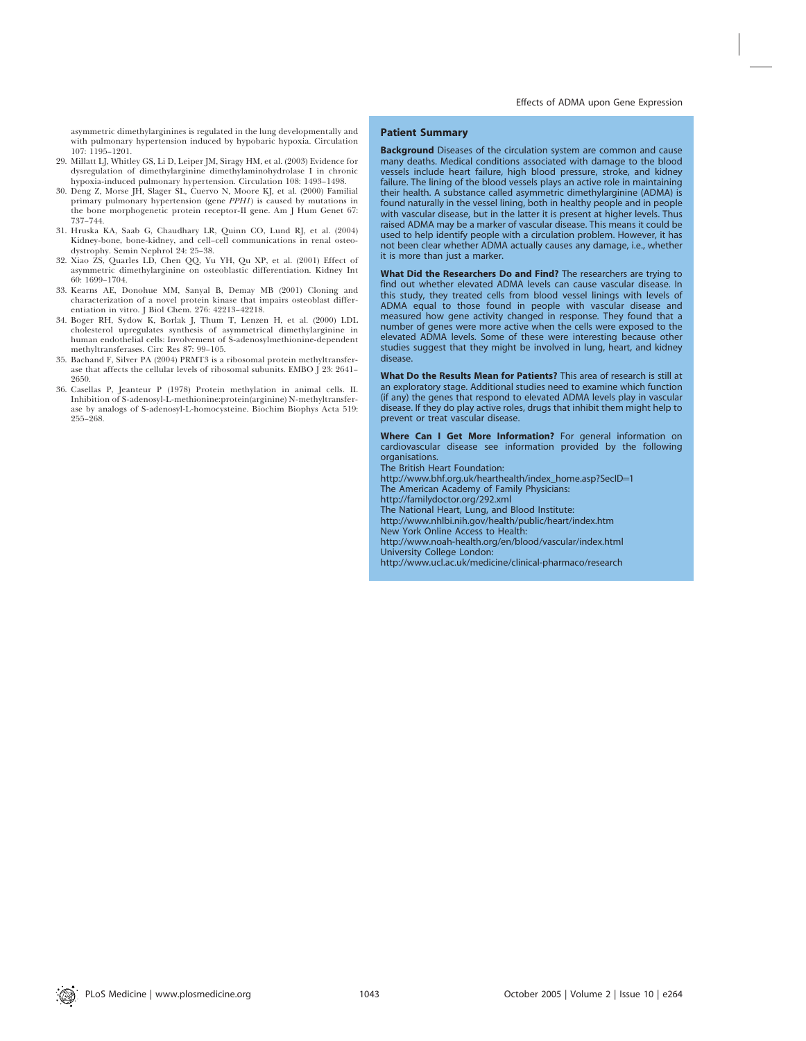asymmetric dimethylarginines is regulated in the lung developmentally and with pulmonary hypertension induced by hypobaric hypoxia. Circulation 107: 1195–1201.

29. Millatt LJ, Whitley GS, Li D, Leiper JM, Siragy HM, et al. (2003) Evidence for dysregulation of dimethylarginine dimethylaminohydrolase I in chronic hypoxia-induced pulmonary hypertension. Circulation 108: 1493–1498.
30. Deng Z, Morse JH, Slager SL, Cuervo N, Moore KJ, et al. (2000) Familial primary pulmonary hypertension (gene *PPH1*) is caused by mutations in the bone morphogenetic protein receptor-II gene. Am J Hum Genet 67: 737–744.
31. Hruska KA, Saab G, Chaudhary LR, Quinn CO, Lund RJ, et al. (2004) Kidney-bone, bone-kidney, and cell–cell communications in renal osteodystrophy. Semin Nephrol 24: 25–38.
32. Xiao ZS, Quarles LD, Chen QQ, Yu YH, Qu XP, et al. (2001) Effect of asymmetric dimethylarginine on osteoblastic differentiation. Kidney Int 60: 1699–1704.
33. Kearns AE, Donohue MM, Sanyal B, Demay MB (2001) Cloning and characterization of a novel protein kinase that impairs osteoblast differentiation in vitro. J Biol Chem. 276: 42213–42218.
34. Boger RH, Sydow K, Borlak J, Thum T, Lenzen H, et al. (2000) LDL cholesterol upregulates synthesis of asymmetrical dimethylarginine in human endothelial cells: Involvement of S-adenosylmethionine-dependent methyltransferases. Circ Res 87: 99–105.
35. Bachand F, Silver PA (2004) PRMT3 is a ribosomal protein methyltransferase that affects the cellular levels of ribosomal subunits. EMBO J 23: 2641–2650.
36. Casellas P, Jeanteur P (1978) Protein methylation in animal cells. II. Inhibition of S-adenosyl-L-methionine:protein(arginine) N-methyltransferase by analogs of S-adenosyl-L-homocysteine. Biochim Biophys Acta 519: 255–268.

## Patient Summary

**Background** Diseases of the circulation system are common and cause many deaths. Medical conditions associated with damage to the blood vessels include heart failure, high blood pressure, stroke, and kidney failure. The lining of the blood vessels plays an active role in maintaining their health. A substance called asymmetric dimethylarginine (ADMA) is found naturally in the vessel lining, both in healthy people and in people with vascular disease, but in the latter it is present at higher levels. Thus raised ADMA may be a marker of vascular disease. This means it could be used to help identify people with a circulation problem. However, it has not been clear whether ADMA actually causes any damage, i.e., whether it is more than just a marker.

**What Did the Researchers Do and Find?** The researchers are trying to find out whether elevated ADMA levels can cause vascular disease. In this study, they treated cells from blood vessel linings with levels of ADMA equal to those found in people with vascular disease and measured how gene activity changed in response. They found that a number of genes were more active when the cells were exposed to the elevated ADMA levels. Some of these were interesting because other studies suggest that they might be involved in lung, heart, and kidney disease.

**What Do the Results Mean for Patients?** This area of research is still at an exploratory stage. Additional studies need to examine which function (if any) the genes that respond to elevated ADMA levels play in vascular disease. If they do play active roles, drugs that inhibit them might help to prevent or treat vascular disease.

**Where Can I Get More Information?** For general information on cardiovascular disease see information provided by the following organisations.
The British Heart Foundation:
http://www.bhf.org.uk/hearthealth/index_home.asp?SecID=1
The American Academy of Family Physicians:
http://familydoctor.org/292.xml
The National Heart, Lung, and Blood Institute:
http://www.nhlbi.nih.gov/health/public/heart/index.htm
New York Online Access to Health:
http://www.noah-health.org/en/blood/vascular/index.html
University College London:
http://www.ucl.ac.uk/medicine/clinical-pharmaco/research